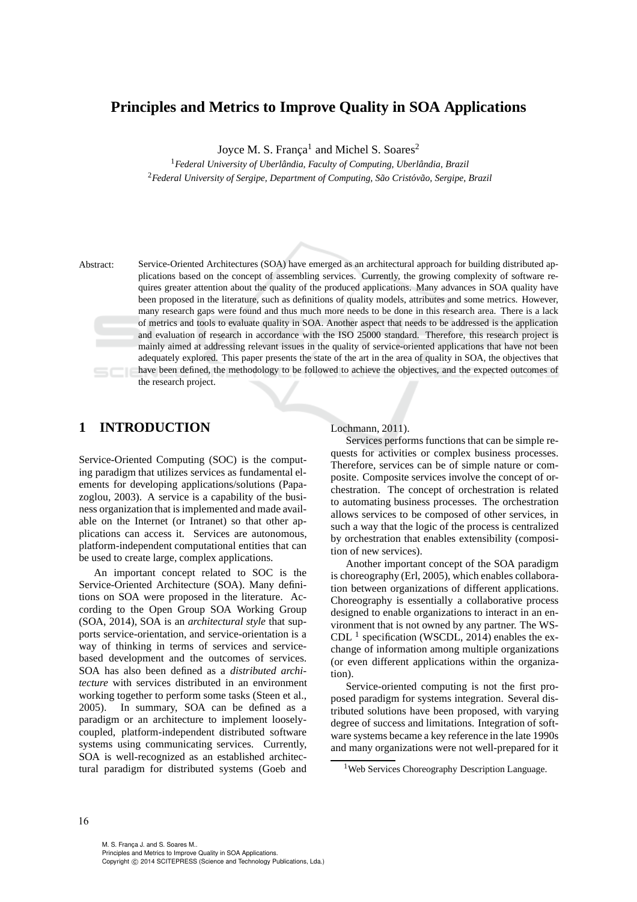# Principles and Metrics to Improve Quality in SOA Applications

Joyce M. S. França[1] and Michel S. Soares[2]

[1] *Federal University of Uberlândia, Faculty of Computing, Uberlândia, Brazil*
[2] *Federal University of Sergipe, Department of Computing, São Cristóvão, Sergipe, Brazil*

Abstract: Service-Oriented Architectures (SOA) have emerged as an architectural approach for building distributed applications based on the concept of assembling services. Currently, the growing complexity of software requires greater attention about the quality of the produced applications. Many advances in SOA quality have been proposed in the literature, such as definitions of quality models, attributes and some metrics. However, many research gaps were found and thus much more needs to be done in this research area. There is a lack of metrics and tools to evaluate quality in SOA. Another aspect that needs to be addressed is the application and evaluation of research in accordance with the ISO 25000 standard. Therefore, this research project is mainly aimed at addressing relevant issues in the quality of service-oriented applications that have not been adequately explored. This paper presents the state of the art in the area of quality in SOA, the objectives that have been defined, the methodology to be followed to achieve the objectives, and the expected outcomes of the research project.

## 1 INTRODUCTION

Service-Oriented Computing (SOC) is the computing paradigm that utilizes services as fundamental elements for developing applications/solutions (Papazoglou, 2003). A service is a capability of the business organization that is implemented and made available on the Internet (or Intranet) so that other applications can access it. Services are autonomous, platform-independent computational entities that can be used to create large, complex applications.

An important concept related to SOC is the Service-Oriented Architecture (SOA). Many definitions on SOA were proposed in the literature. According to the Open Group SOA Working Group (SOA, 2014), SOA is an *architectural style* that supports service-orientation, and service-orientation is a way of thinking in terms of services and service-based development and the outcomes of services. SOA has also been defined as a *distributed architecture* with services distributed in an environment working together to perform some tasks (Steen et al., 2005). In summary, SOA can be defined as a paradigm or an architecture to implement loosely-coupled, platform-independent distributed software systems using communicating services. Currently, SOA is well-recognized as an established architectural paradigm for distributed systems (Goeb and Lochmann, 2011).

Services performs functions that can be simple requests for activities or complex business processes. Therefore, services can be of simple nature or composite. Composite services involve the concept of orchestration. The concept of orchestration is related to automating business processes. The orchestration allows services to be composed of other services, in such a way that the logic of the process is centralized by orchestration that enables extensibility (composition of new services).

Another important concept of the SOA paradigm is choreography (Erl, 2005), which enables collaboration between organizations of different applications. Choreography is essentially a collaborative process designed to enable organizations to interact in an environment that is not owned by any partner. The WS-CDL [1] specification (WSCDL, 2014) enables the exchange of information among multiple organizations (or even different applications within the organization).

Service-oriented computing is not the first proposed paradigm for systems integration. Several distributed solutions have been proposed, with varying degree of success and limitations. Integration of software systems became a key reference in the late 1990s and many organizations were not well-prepared for it

[1] Web Services Choreography Description Language.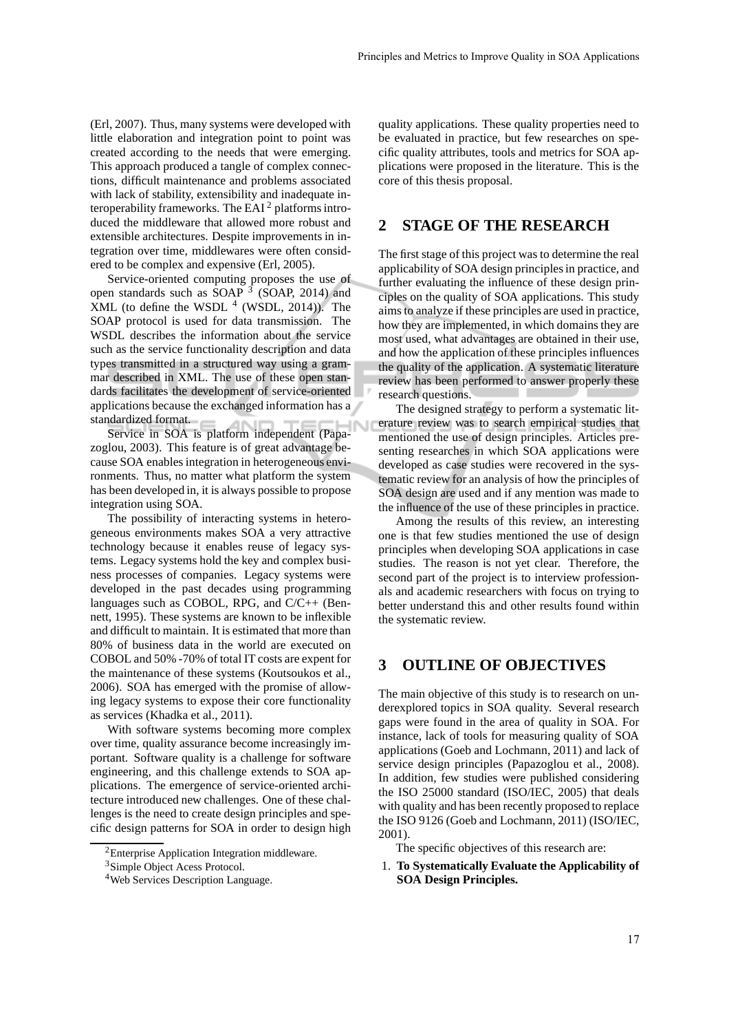(Erl, 2007). Thus, many systems were developed with little elaboration and integration point to point was created according to the needs that were emerging. This approach produced a tangle of complex connections, difficult maintenance and problems associated with lack of stability, extensibility and inadequate interoperability frameworks. The EAI [2] platforms introduced the middleware that allowed more robust and extensible architectures. Despite improvements in integration over time, middlewares were often considered to be complex and expensive (Erl, 2005).

Service-oriented computing proposes the use of open standards such as SOAP [3] (SOAP, 2014) and XML (to define the WSDL [4] (WSDL, 2014)). The SOAP protocol is used for data transmission. The WSDL describes the information about the service such as the service functionality description and data types transmitted in a structured way using a grammar described in XML. The use of these open standards facilitates the development of service-oriented applications because the exchanged information has a standardized format.

Service in SOA is platform independent (Papazoglou, 2003). This feature is of great advantage because SOA enables integration in heterogeneous environments. Thus, no matter what platform the system has been developed in, it is always possible to propose integration using SOA.

The possibility of interacting systems in heterogeneous environments makes SOA a very attractive technology because it enables reuse of legacy systems. Legacy systems hold the key and complex business processes of companies. Legacy systems were developed in the past decades using programming languages such as COBOL, RPG, and C/C++ (Bennett, 1995). These systems are known to be inflexible and difficult to maintain. It is estimated that more than 80% of business data in the world are executed on COBOL and 50% -70% of total IT costs are expent for the maintenance of these systems (Koutsoukos et al., 2006). SOA has emerged with the promise of allowing legacy systems to expose their core functionality as services (Khadka et al., 2011).

With software systems becoming more complex over time, quality assurance become increasingly important. Software quality is a challenge for software engineering, and this challenge extends to SOA applications. The emergence of service-oriented architecture introduced new challenges. One of these challenges is the need to create design principles and specific design patterns for SOA in order to design high quality applications. These quality properties need to be evaluated in practice, but few researches on specific quality attributes, tools and metrics for SOA applications were proposed in the literature. This is the core of this thesis proposal.

## 2 STAGE OF THE RESEARCH

The first stage of this project was to determine the real applicability of SOA design principles in practice, and further evaluating the influence of these design principles on the quality of SOA applications. This study aims to analyze if these principles are used in practice, how they are implemented, in which domains they are most used, what advantages are obtained in their use, and how the application of these principles influences the quality of the application. A systematic literature review has been performed to answer properly these research questions.

The designed strategy to perform a systematic literature review was to search empirical studies that mentioned the use of design principles. Articles presenting researches in which SOA applications were developed as case studies were recovered in the systematic review for an analysis of how the principles of SOA design are used and if any mention was made to the influence of the use of these principles in practice.

Among the results of this review, an interesting one is that few studies mentioned the use of design principles when developing SOA applications in case studies. The reason is not yet clear. Therefore, the second part of the project is to interview professionals and academic researchers with focus on trying to better understand this and other results found within the systematic review.

## 3 OUTLINE OF OBJECTIVES

The main objective of this study is to research on underexplored topics in SOA quality. Several research gaps were found in the area of quality in SOA. For instance, lack of tools for measuring quality of SOA applications (Goeb and Lochmann, 2011) and lack of service design principles (Papazoglou et al., 2008). In addition, few studies were published considering the ISO 25000 standard (ISO/IEC, 2005) that deals with quality and has been recently proposed to replace the ISO 9126 (Goeb and Lochmann, 2011) (ISO/IEC, 2001).

The specific objectives of this research are:

1. **To Systematically Evaluate the Applicability of SOA Design Principles.**

---

[2] Enterprise Application Integration middleware.

[3] Simple Object Acess Protocol.

[4] Web Services Description Language.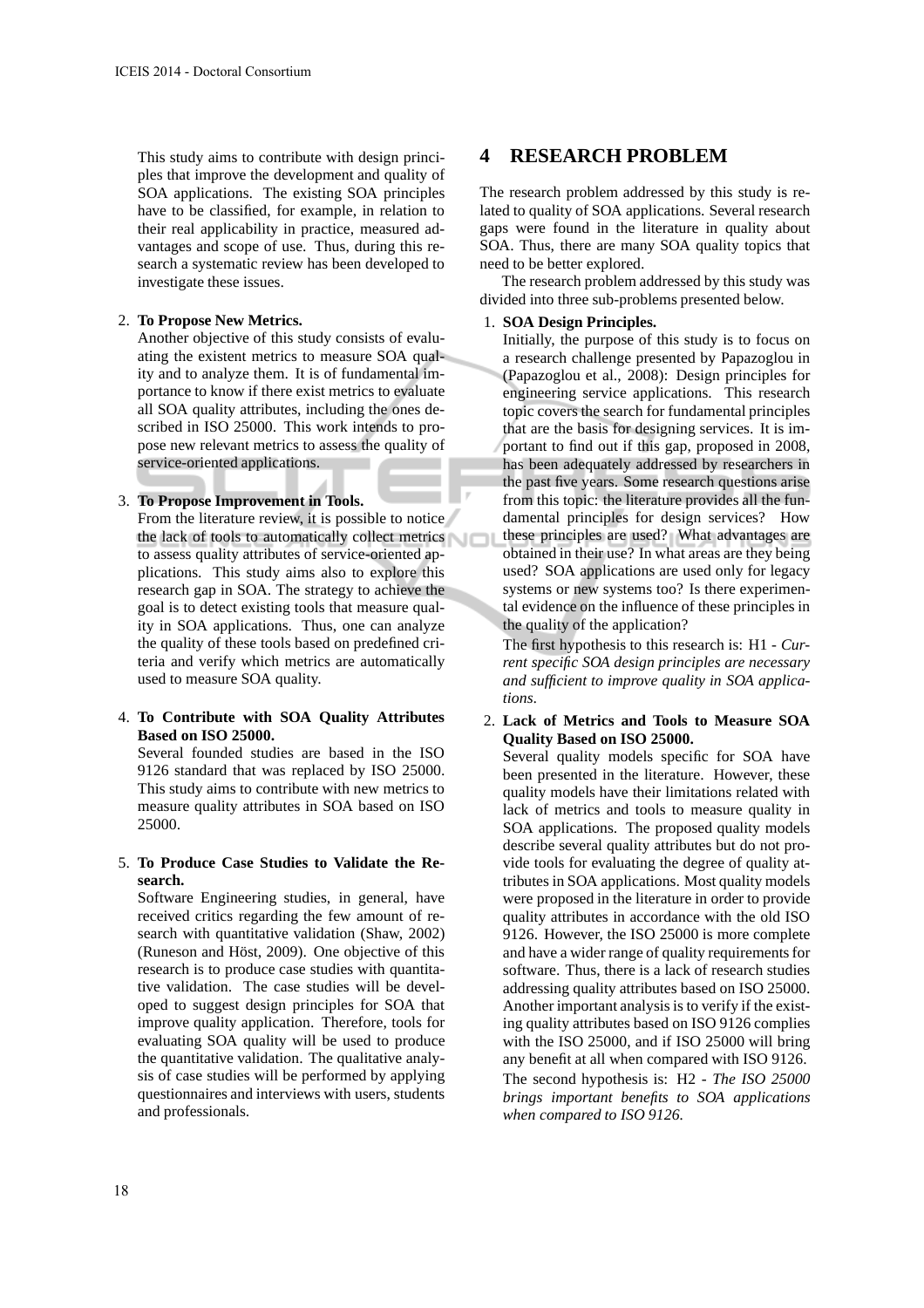This study aims to contribute with design principles that improve the development and quality of SOA applications. The existing SOA principles have to be classified, for example, in relation to their real applicability in practice, measured advantages and scope of use. Thus, during this research a systematic review has been developed to investigate these issues.

2. **To Propose New Metrics.**
   Another objective of this study consists of evaluating the existent metrics to measure SOA quality and to analyze them. It is of fundamental importance to know if there exist metrics to evaluate all SOA quality attributes, including the ones described in ISO 25000. This work intends to propose new relevant metrics to assess the quality of service-oriented applications.

3. **To Propose Improvement in Tools.**
   From the literature review, it is possible to notice the lack of tools to automatically collect metrics to assess quality attributes of service-oriented applications. This study aims also to explore this research gap in SOA. The strategy to achieve the goal is to detect existing tools that measure quality in SOA applications. Thus, one can analyze the quality of these tools based on predefined criteria and verify which metrics are automatically used to measure SOA quality.

4. **To Contribute with SOA Quality Attributes Based on ISO 25000.**
   Several founded studies are based in the ISO 9126 standard that was replaced by ISO 25000. This study aims to contribute with new metrics to measure quality attributes in SOA based on ISO 25000.

5. **To Produce Case Studies to Validate the Research.**
   Software Engineering studies, in general, have received critics regarding the few amount of research with quantitative validation (Shaw, 2002) (Runeson and Höst, 2009). One objective of this research is to produce case studies with quantitative validation. The case studies will be developed to suggest design principles for SOA that improve quality application. Therefore, tools for evaluating SOA quality will be used to produce the quantitative validation. The qualitative analysis of case studies will be performed by applying questionnaires and interviews with users, students and professionals.

# 4 RESEARCH PROBLEM

The research problem addressed by this study is related to quality of SOA applications. Several research gaps were found in the literature in quality about SOA. Thus, there are many SOA quality topics that need to be better explored.

The research problem addressed by this study was divided into three sub-problems presented below.

1. **SOA Design Principles.**
   Initially, the purpose of this study is to focus on a research challenge presented by Papazoglou in (Papazoglou et al., 2008): Design principles for engineering service applications. This research topic covers the search for fundamental principles that are the basis for designing services. It is important to find out if this gap, proposed in 2008, has been adequately addressed by researchers in the past five years. Some research questions arise from this topic: the literature provides all the fundamental principles for design services? How these principles are used? What advantages are obtained in their use? In what areas are they being used? SOA applications are used only for legacy systems or new systems too? Is there experimental evidence on the influence of these principles in the quality of the application?

   The first hypothesis to this research is: H1 - *Current specific SOA design principles are necessary and sufficient to improve quality in SOA applications.*

2. **Lack of Metrics and Tools to Measure SOA Quality Based on ISO 25000.**
   Several quality models specific for SOA have been presented in the literature. However, these quality models have their limitations related with lack of metrics and tools to measure quality in SOA applications. The proposed quality models describe several quality attributes but do not provide tools for evaluating the degree of quality attributes in SOA applications. Most quality models were proposed in the literature in order to provide quality attributes in accordance with the old ISO 9126. However, the ISO 25000 is more complete and have a wider range of quality requirements for software. Thus, there is a lack of research studies addressing quality attributes based on ISO 25000. Another important analysis is to verify if the existing quality attributes based on ISO 9126 complies with the ISO 25000, and if ISO 25000 will bring any benefit at all when compared with ISO 9126.

   The second hypothesis is: H2 - *The ISO 25000 brings important benefits to SOA applications when compared to ISO 9126.*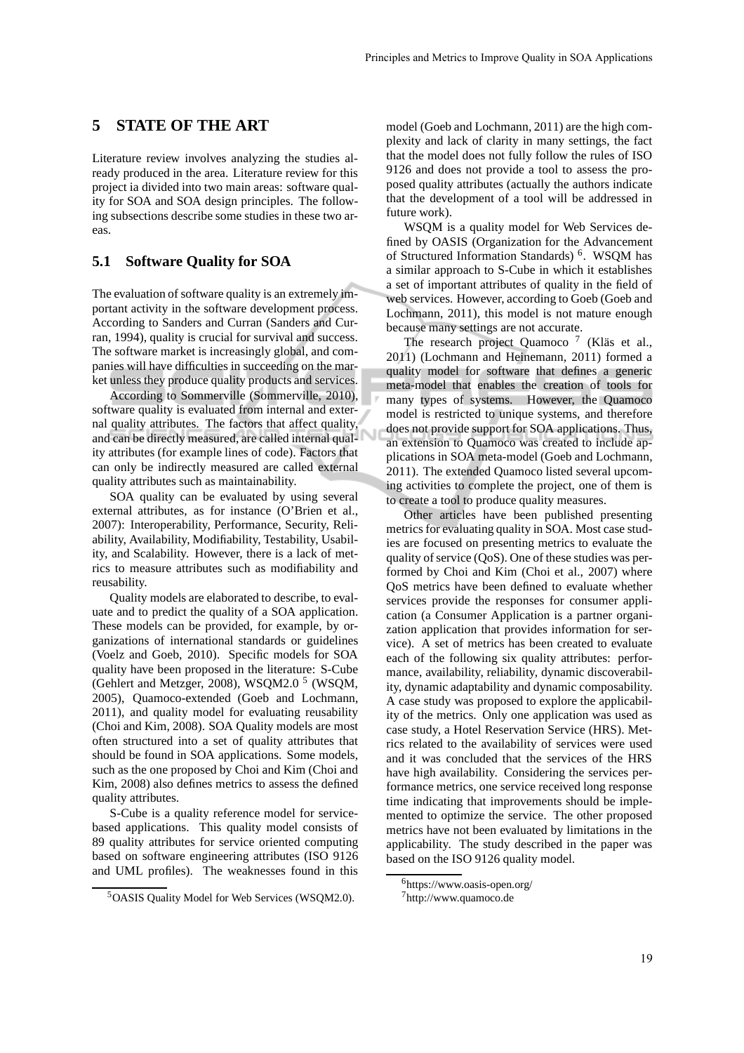# 5 STATE OF THE ART

Literature review involves analyzing the studies already produced in the area. Literature review for this project ia divided into two main areas: software quality for SOA and SOA design principles. The following subsections describe some studies in these two areas.

## 5.1 Software Quality for SOA

The evaluation of software quality is an extremely important activity in the software development process. According to Sanders and Curran (Sanders and Curran, 1994), quality is crucial for survival and success. The software market is increasingly global, and companies will have difficulties in succeeding on the market unless they produce quality products and services.

According to Sommerville (Sommerville, 2010), software quality is evaluated from internal and external quality attributes. The factors that affect quality, and can be directly measured, are called internal quality attributes (for example lines of code). Factors that can only be indirectly measured are called external quality attributes such as maintainability.

SOA quality can be evaluated by using several external attributes, as for instance (O'Brien et al., 2007): Interoperability, Performance, Security, Reliability, Availability, Modifiability, Testability, Usability, and Scalability. However, there is a lack of metrics to measure attributes such as modifiability and reusability.

Quality models are elaborated to describe, to evaluate and to predict the quality of a SOA application. These models can be provided, for example, by organizations of international standards or guidelines (Voelz and Goeb, 2010). Specific models for SOA quality have been proposed in the literature: S-Cube (Gehlert and Metzger, 2008), WSQM2.0 [5] (WSQM, 2005), Quamoco-extended (Goeb and Lochmann, 2011), and quality model for evaluating reusability (Choi and Kim, 2008). SOA Quality models are most often structured into a set of quality attributes that should be found in SOA applications. Some models, such as the one proposed by Choi and Kim (Choi and Kim, 2008) also defines metrics to assess the defined quality attributes.

S-Cube is a quality reference model for service-based applications. This quality model consists of 89 quality attributes for service oriented computing based on software engineering attributes (ISO 9126 and UML profiles). The weaknesses found in this model (Goeb and Lochmann, 2011) are the high complexity and lack of clarity in many settings, the fact that the model does not fully follow the rules of ISO 9126 and does not provide a tool to assess the proposed quality attributes (actually the authors indicate that the development of a tool will be addressed in future work).

WSQM is a quality model for Web Services defined by OASIS (Organization for the Advancement of Structured Information Standards) [6]. WSQM has a similar approach to S-Cube in which it establishes a set of important attributes of quality in the field of web services. However, according to Goeb (Goeb and Lochmann, 2011), this model is not mature enough because many settings are not accurate.

The research project Quamoco [7] (Kläs et al., 2011) (Lochmann and Heinemann, 2011) formed a quality model for software that defines a generic meta-model that enables the creation of tools for many types of systems. However, the Quamoco model is restricted to unique systems, and therefore does not provide support for SOA applications. Thus, an extension to Quamoco was created to include applications in SOA meta-model (Goeb and Lochmann, 2011). The extended Quamoco listed several upcoming activities to complete the project, one of them is to create a tool to produce quality measures.

Other articles have been published presenting metrics for evaluating quality in SOA. Most case studies are focused on presenting metrics to evaluate the quality of service (QoS). One of these studies was performed by Choi and Kim (Choi et al., 2007) where QoS metrics have been defined to evaluate whether services provide the responses for consumer application (a Consumer Application is a partner organization application that provides information for service). A set of metrics has been created to evaluate each of the following six quality attributes: performance, availability, reliability, dynamic discoverability, dynamic adaptability and dynamic composability. A case study was proposed to explore the applicability of the metrics. Only one application was used as case study, a Hotel Reservation Service (HRS). Metrics related to the availability of services were used and it was concluded that the services of the HRS have high availability. Considering the services performance metrics, one service received long response time indicating that improvements should be implemented to optimize the service. The other proposed metrics have not been evaluated by limitations in the applicability. The study described in the paper was based on the ISO 9126 quality model.

[5] OASIS Quality Model for Web Services (WSQM2.0).

[6] https://www.oasis-open.org/

[7] http://www.quamoco.de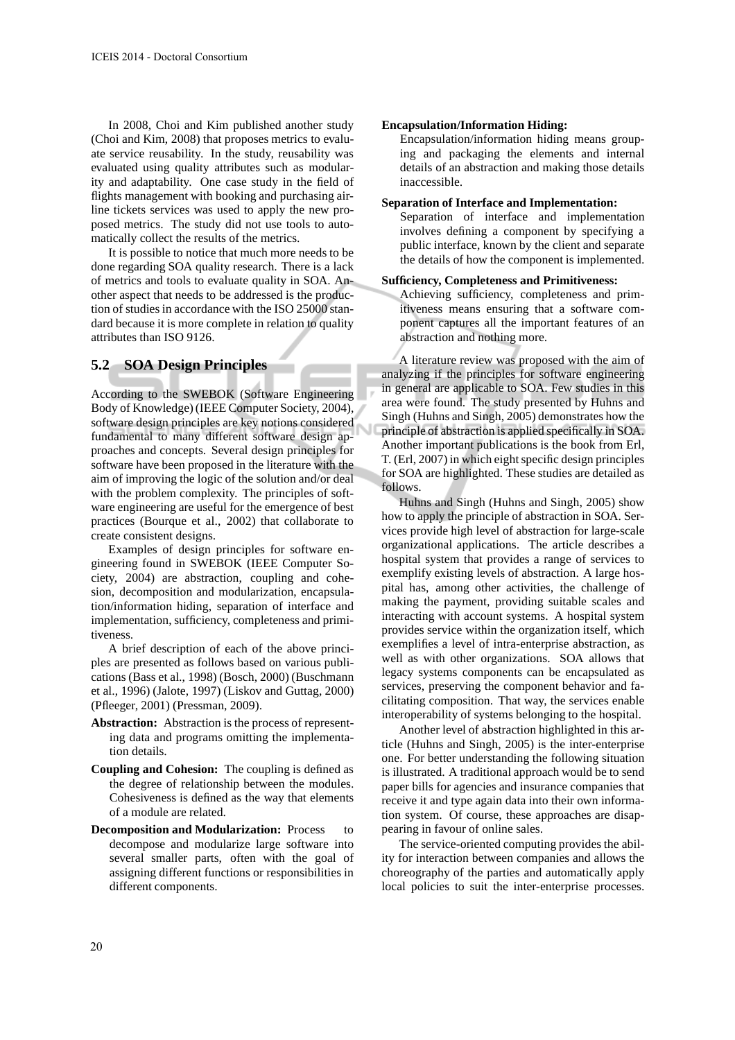In 2008, Choi and Kim published another study (Choi and Kim, 2008) that proposes metrics to evaluate service reusability. In the study, reusability was evaluated using quality attributes such as modularity and adaptability. One case study in the field of flights management with booking and purchasing airline tickets services was used to apply the new proposed metrics. The study did not use tools to automatically collect the results of the metrics.

It is possible to notice that much more needs to be done regarding SOA quality research. There is a lack of metrics and tools to evaluate quality in SOA. Another aspect that needs to be addressed is the production of studies in accordance with the ISO 25000 standard because it is more complete in relation to quality attributes than ISO 9126.

## 5.2 SOA Design Principles

According to the SWEBOK (Software Engineering Body of Knowledge) (IEEE Computer Society, 2004), software design principles are key notions considered fundamental to many different software design approaches and concepts. Several design principles for software have been proposed in the literature with the aim of improving the logic of the solution and/or deal with the problem complexity. The principles of software engineering are useful for the emergence of best practices (Bourque et al., 2002) that collaborate to create consistent designs.

Examples of design principles for software engineering found in SWEBOK (IEEE Computer Society, 2004) are abstraction, coupling and cohesion, decomposition and modularization, encapsulation/information hiding, separation of interface and implementation, sufficiency, completeness and primitiveness.

A brief description of each of the above principles are presented as follows based on various publications (Bass et al., 1998) (Bosch, 2000) (Buschmann et al., 1996) (Jalote, 1997) (Liskov and Guttag, 2000) (Pfleeger, 2001) (Pressman, 2009).

**Abstraction:** Abstraction is the process of representing data and programs omitting the implementation details.

**Coupling and Cohesion:** The coupling is defined as the degree of relationship between the modules. Cohesiveness is defined as the way that elements of a module are related.

**Decomposition and Modularization:** Process to decompose and modularize large software into several smaller parts, often with the goal of assigning different functions or responsibilities in different components.

**Encapsulation/Information Hiding:** Encapsulation/information hiding means grouping and packaging the elements and internal details of an abstraction and making those details inaccessible.

**Separation of Interface and Implementation:** Separation of interface and implementation involves defining a component by specifying a public interface, known by the client and separate the details of how the component is implemented.

**Sufficiency, Completeness and Primitiveness:** Achieving sufficiency, completeness and primitiveness means ensuring that a software component captures all the important features of an abstraction and nothing more.

A literature review was proposed with the aim of analyzing if the principles for software engineering in general are applicable to SOA. Few studies in this area were found. The study presented by Huhns and Singh (Huhns and Singh, 2005) demonstrates how the principle of abstraction is applied specifically in SOA. Another important publications is the book from Erl, T. (Erl, 2007) in which eight specific design principles for SOA are highlighted. These studies are detailed as follows.

Huhns and Singh (Huhns and Singh, 2005) show how to apply the principle of abstraction in SOA. Services provide high level of abstraction for large-scale organizational applications. The article describes a hospital system that provides a range of services to exemplify existing levels of abstraction. A large hospital has, among other activities, the challenge of making the payment, providing suitable scales and interacting with account systems. A hospital system provides service within the organization itself, which exemplifies a level of intra-enterprise abstraction, as well as with other organizations. SOA allows that legacy systems components can be encapsulated as services, preserving the component behavior and facilitating composition. That way, the services enable interoperability of systems belonging to the hospital.

Another level of abstraction highlighted in this article (Huhns and Singh, 2005) is the inter-enterprise one. For better understanding the following situation is illustrated. A traditional approach would be to send paper bills for agencies and insurance companies that receive it and type again data into their own information system. Of course, these approaches are disappearing in favour of online sales.

The service-oriented computing provides the ability for interaction between companies and allows the choreography of the parties and automatically apply local policies to suit the inter-enterprise processes.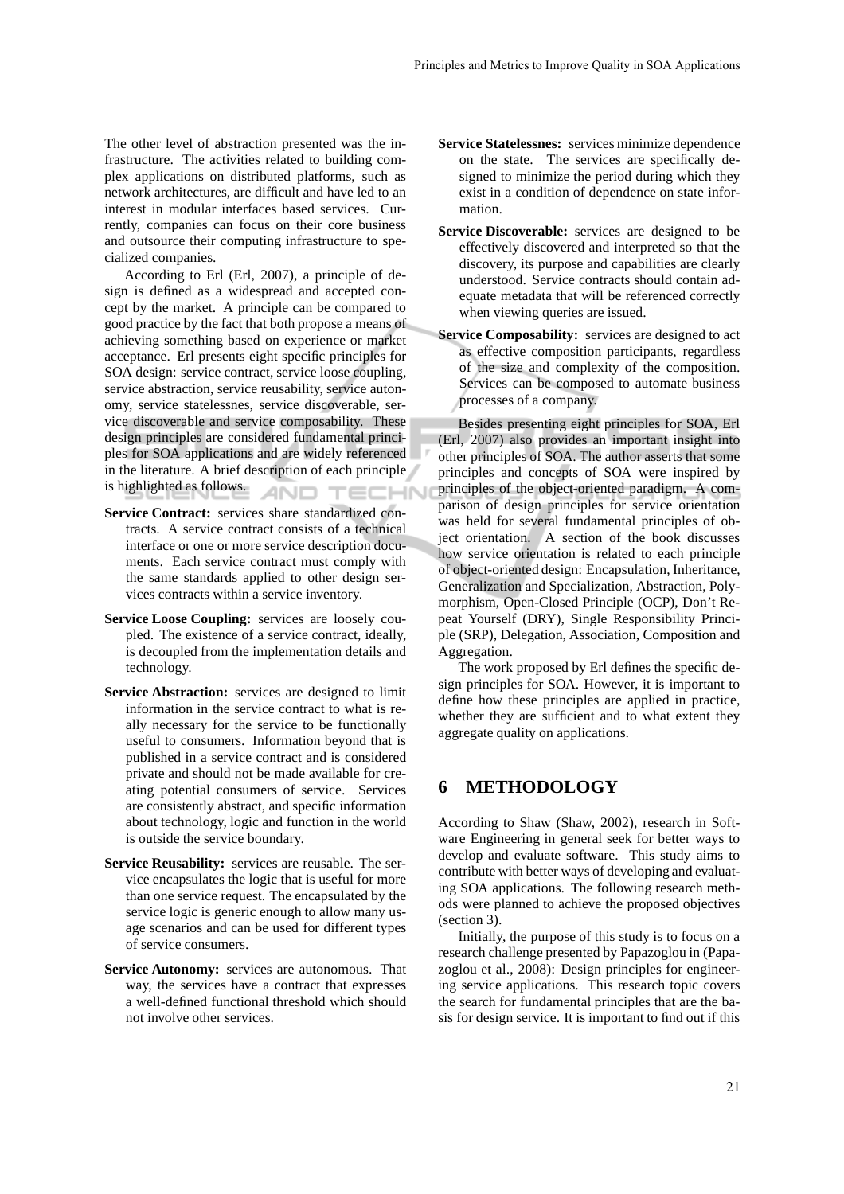The other level of abstraction presented was the infrastructure. The activities related to building complex applications on distributed platforms, such as network architectures, are difficult and have led to an interest in modular interfaces based services. Currently, companies can focus on their core business and outsource their computing infrastructure to specialized companies.

According to Erl (Erl, 2007), a principle of design is defined as a widespread and accepted concept by the market. A principle can be compared to good practice by the fact that both propose a means of achieving something based on experience or market acceptance. Erl presents eight specific principles for SOA design: service contract, service loose coupling, service abstraction, service reusability, service autonomy, service statelessnes, service discoverable, service discoverable and service composability. These design principles are considered fundamental principles for SOA applications and are widely referenced in the literature. A brief description of each principle is highlighted as follows.

**Service Contract:** services share standardized contracts. A service contract consists of a technical interface or one or more service description documents. Each service contract must comply with the same standards applied to other design services contracts within a service inventory.

**Service Loose Coupling:** services are loosely coupled. The existence of a service contract, ideally, is decoupled from the implementation details and technology.

**Service Abstraction:** services are designed to limit information in the service contract to what is really necessary for the service to be functionally useful to consumers. Information beyond that is published in a service contract and is considered private and should not be made available for creating potential consumers of service. Services are consistently abstract, and specific information about technology, logic and function in the world is outside the service boundary.

**Service Reusability:** services are reusable. The service encapsulates the logic that is useful for more than one service request. The encapsulated by the service logic is generic enough to allow many usage scenarios and can be used for different types of service consumers.

**Service Autonomy:** services are autonomous. That way, the services have a contract that expresses a well-defined functional threshold which should not involve other services.

**Service Statelessnes:** services minimize dependence on the state. The services are specifically designed to minimize the period during which they exist in a condition of dependence on state information.

**Service Discoverable:** services are designed to be effectively discovered and interpreted so that the discovery, its purpose and capabilities are clearly understood. Service contracts should contain adequate metadata that will be referenced correctly when viewing queries are issued.

**Service Composability:** services are designed to act as effective composition participants, regardless of the size and complexity of the composition. Services can be composed to automate business processes of a company.

Besides presenting eight principles for SOA, Erl (Erl, 2007) also provides an important insight into other principles of SOA. The author asserts that some principles and concepts of SOA were inspired by principles of the object-oriented paradigm. A comparison of design principles for service orientation was held for several fundamental principles of object orientation. A section of the book discusses how service orientation is related to each principle of object-oriented design: Encapsulation, Inheritance, Generalization and Specialization, Abstraction, Polymorphism, Open-Closed Principle (OCP), Don't Repeat Yourself (DRY), Single Responsibility Principle (SRP), Delegation, Association, Composition and Aggregation.

The work proposed by Erl defines the specific design principles for SOA. However, it is important to define how these principles are applied in practice, whether they are sufficient and to what extent they aggregate quality on applications.

## 6 METHODOLOGY

According to Shaw (Shaw, 2002), research in Software Engineering in general seek for better ways to develop and evaluate software. This study aims to contribute with better ways of developing and evaluating SOA applications. The following research methods were planned to achieve the proposed objectives (section 3).

Initially, the purpose of this study is to focus on a research challenge presented by Papazoglou in (Papazoglou et al., 2008): Design principles for engineering service applications. This research topic covers the search for fundamental principles that are the basis for design service. It is important to find out if this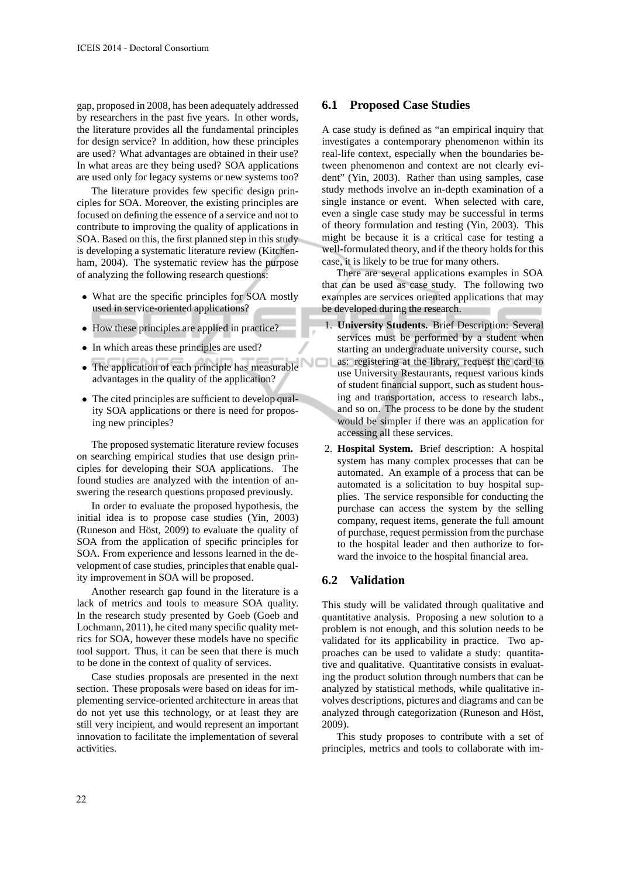gap, proposed in 2008, has been adequately addressed by researchers in the past five years. In other words, the literature provides all the fundamental principles for design service? In addition, how these principles are used? What advantages are obtained in their use? In what areas are they being used? SOA applications are used only for legacy systems or new systems too?

The literature provides few specific design principles for SOA. Moreover, the existing principles are focused on defining the essence of a service and not to contribute to improving the quality of applications in SOA. Based on this, the first planned step in this study is developing a systematic literature review (Kitchenham, 2004). The systematic review has the purpose of analyzing the following research questions:

- What are the specific principles for SOA mostly used in service-oriented applications?
- How these principles are applied in practice?
- In which areas these principles are used?
- The application of each principle has measurable advantages in the quality of the application?
- The cited principles are sufficient to develop quality SOA applications or there is need for proposing new principles?

The proposed systematic literature review focuses on searching empirical studies that use design principles for developing their SOA applications. The found studies are analyzed with the intention of answering the research questions proposed previously.

In order to evaluate the proposed hypothesis, the initial idea is to propose case studies (Yin, 2003) (Runeson and Höst, 2009) to evaluate the quality of SOA from the application of specific principles for SOA. From experience and lessons learned in the development of case studies, principles that enable quality improvement in SOA will be proposed.

Another research gap found in the literature is a lack of metrics and tools to measure SOA quality. In the research study presented by Goeb (Goeb and Lochmann, 2011), he cited many specific quality metrics for SOA, however these models have no specific tool support. Thus, it can be seen that there is much to be done in the context of quality of services.

Case studies proposals are presented in the next section. These proposals were based on ideas for implementing service-oriented architecture in areas that do not yet use this technology, or at least they are still very incipient, and would represent an important innovation to facilitate the implementation of several activities.

## 6.1 Proposed Case Studies

A case study is defined as "an empirical inquiry that investigates a contemporary phenomenon within its real-life context, especially when the boundaries between phenomenon and context are not clearly evident" (Yin, 2003). Rather than using samples, case study methods involve an in-depth examination of a single instance or event. When selected with care, even a single case study may be successful in terms of theory formulation and testing (Yin, 2003). This might be because it is a critical case for testing a well-formulated theory, and if the theory holds for this case, it is likely to be true for many others.

There are several applications examples in SOA that can be used as case study. The following two examples are services oriented applications that may be developed during the research.

1. **University Students.** Brief Description: Several services must be performed by a student when starting an undergraduate university course, such as: registering at the library, request the card to use University Restaurants, request various kinds of student financial support, such as student housing and transportation, access to research labs., and so on. The process to be done by the student would be simpler if there was an application for accessing all these services.
2. **Hospital System.** Brief description: A hospital system has many complex processes that can be automated. An example of a process that can be automated is a solicitation to buy hospital supplies. The service responsible for conducting the purchase can access the system by the selling company, request items, generate the full amount of purchase, request permission from the purchase to the hospital leader and then authorize to forward the invoice to the hospital financial area.

## 6.2 Validation

This study will be validated through qualitative and quantitative analysis. Proposing a new solution to a problem is not enough, and this solution needs to be validated for its applicability in practice. Two approaches can be used to validate a study: quantitative and qualitative. Quantitative consists in evaluating the product solution through numbers that can be analyzed by statistical methods, while qualitative involves descriptions, pictures and diagrams and can be analyzed through categorization (Runeson and Höst, 2009).

This study proposes to contribute with a set of principles, metrics and tools to collaborate with im-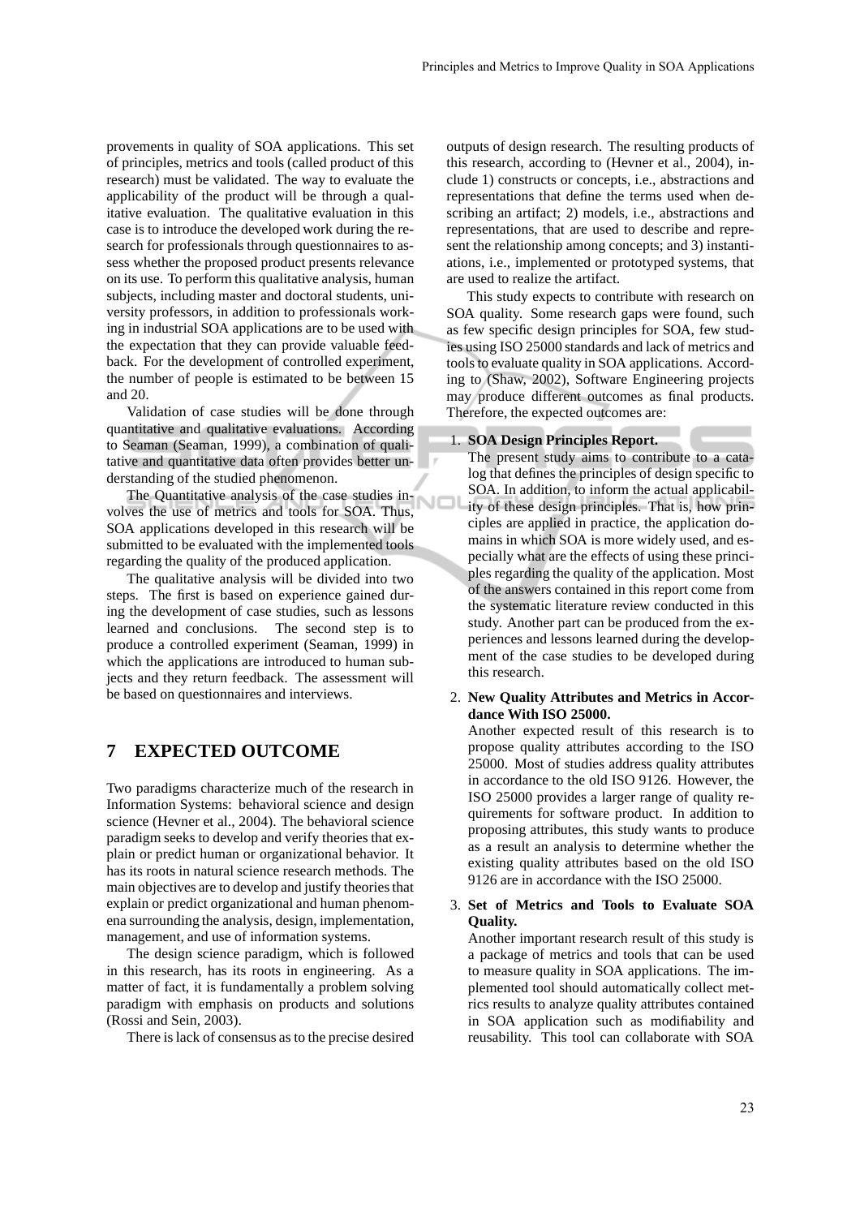provements in quality of SOA applications. This set of principles, metrics and tools (called product of this research) must be validated. The way to evaluate the applicability of the product will be through a qualitative evaluation. The qualitative evaluation in this case is to introduce the developed work during the research for professionals through questionnaires to assess whether the proposed product presents relevance on its use. To perform this qualitative analysis, human subjects, including master and doctoral students, university professors, in addition to professionals working in industrial SOA applications are to be used with the expectation that they can provide valuable feedback. For the development of controlled experiment, the number of people is estimated to be between 15 and 20.

Validation of case studies will be done through quantitative and qualitative evaluations. According to Seaman (Seaman, 1999), a combination of qualitative and quantitative data often provides better understanding of the studied phenomenon.

The Quantitative analysis of the case studies involves the use of metrics and tools for SOA. Thus, SOA applications developed in this research will be submitted to be evaluated with the implemented tools regarding the quality of the produced application.

The qualitative analysis will be divided into two steps. The first is based on experience gained during the development of case studies, such as lessons learned and conclusions. The second step is to produce a controlled experiment (Seaman, 1999) in which the applications are introduced to human subjects and they return feedback. The assessment will be based on questionnaires and interviews.

## 7 EXPECTED OUTCOME

Two paradigms characterize much of the research in Information Systems: behavioral science and design science (Hevner et al., 2004). The behavioral science paradigm seeks to develop and verify theories that explain or predict human or organizational behavior. It has its roots in natural science research methods. The main objectives are to develop and justify theories that explain or predict organizational and human phenomena surrounding the analysis, design, implementation, management, and use of information systems.

The design science paradigm, which is followed in this research, has its roots in engineering. As a matter of fact, it is fundamentally a problem solving paradigm with emphasis on products and solutions (Rossi and Sein, 2003).

There is lack of consensus as to the precise desired outputs of design research. The resulting products of this research, according to (Hevner et al., 2004), include 1) constructs or concepts, i.e., abstractions and representations that define the terms used when describing an artifact; 2) models, i.e., abstractions and representations, that are used to describe and represent the relationship among concepts; and 3) instantiations, i.e., implemented or prototyped systems, that are used to realize the artifact.

This study expects to contribute with research on SOA quality. Some research gaps were found, such as few specific design principles for SOA, few studies using ISO 25000 standards and lack of metrics and tools to evaluate quality in SOA applications. According to (Shaw, 2002), Software Engineering projects may produce different outcomes as final products. Therefore, the expected outcomes are:

1. **SOA Design Principles Report.**
   The present study aims to contribute to a catalog that defines the principles of design specific to SOA. In addition, to inform the actual applicability of these design principles. That is, how principles are applied in practice, the application domains in which SOA is more widely used, and especially what are the effects of using these principles regarding the quality of the application. Most of the answers contained in this report come from the systematic literature review conducted in this study. Another part can be produced from the experiences and lessons learned during the development of the case studies to be developed during this research.

2. **New Quality Attributes and Metrics in Accordance With ISO 25000.**
   Another expected result of this research is to propose quality attributes according to the ISO 25000. Most of studies address quality attributes in accordance to the old ISO 9126. However, the ISO 25000 provides a larger range of quality requirements for software product. In addition to proposing attributes, this study wants to produce as a result an analysis to determine whether the existing quality attributes based on the old ISO 9126 are in accordance with the ISO 25000.

3. **Set of Metrics and Tools to Evaluate SOA Quality.**
   Another important research result of this study is a package of metrics and tools that can be used to measure quality in SOA applications. The implemented tool should automatically collect metrics results to analyze quality attributes contained in SOA application such as modifiability and reusability. This tool can collaborate with SOA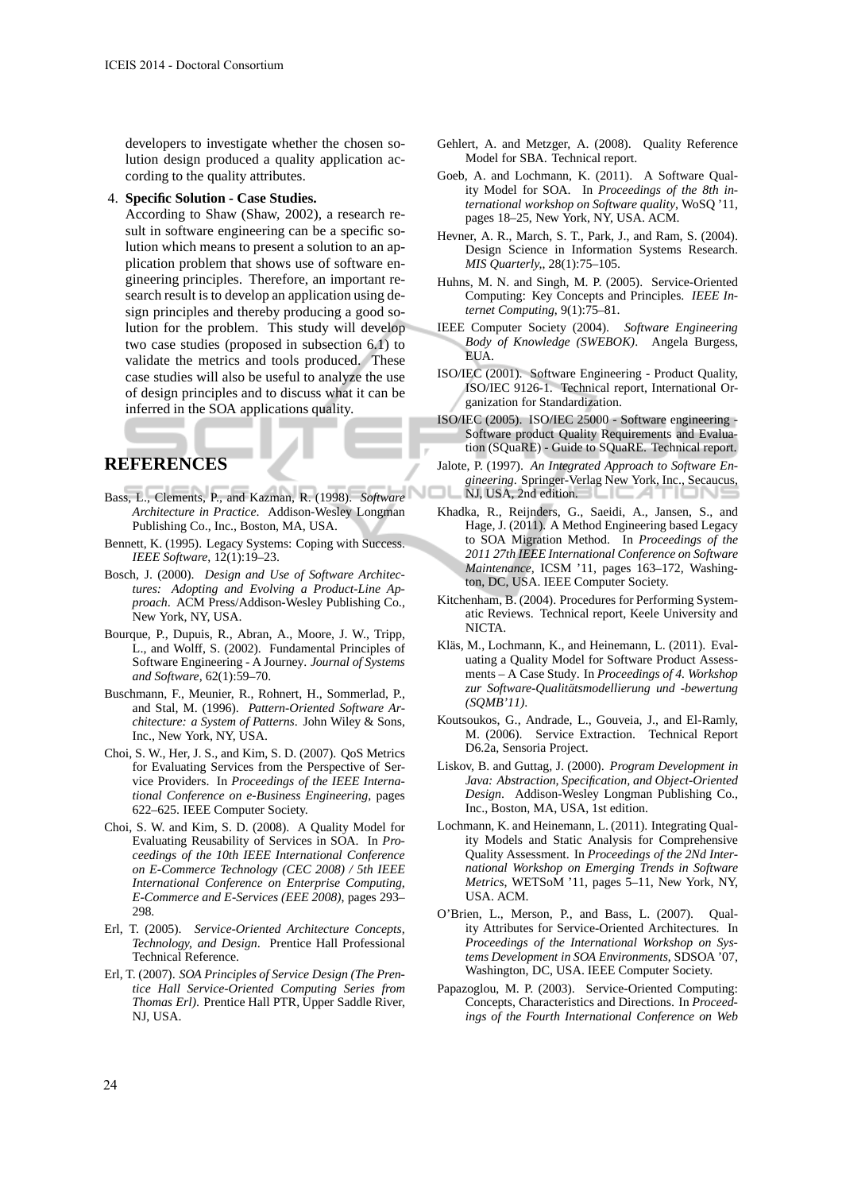developers to investigate whether the chosen solution design produced a quality application according to the quality attributes.

4. **Specific Solution - Case Studies.**
According to Shaw (Shaw, 2002), a research result in software engineering can be a specific solution which means to present a solution to an application problem that shows use of software engineering principles. Therefore, an important research result is to develop an application using design principles and thereby producing a good solution for the problem. This study will develop two case studies (proposed in subsection 6.1) to validate the metrics and tools produced. These case studies will also be useful to analyze the use of design principles and to discuss what it can be inferred in the SOA applications quality.

## REFERENCES

Bass, L., Clements, P., and Kazman, R. (1998). *Software Architecture in Practice*. Addison-Wesley Longman Publishing Co., Inc., Boston, MA, USA.

Bennett, K. (1995). Legacy Systems: Coping with Success. *IEEE Software*, 12(1):19–23.

Bosch, J. (2000). *Design and Use of Software Architectures: Adopting and Evolving a Product-Line Approach*. ACM Press/Addison-Wesley Publishing Co., New York, NY, USA.

Bourque, P., Dupuis, R., Abran, A., Moore, J. W., Tripp, L., and Wolff, S. (2002). Fundamental Principles of Software Engineering - A Journey. *Journal of Systems and Software*, 62(1):59–70.

Buschmann, F., Meunier, R., Rohnert, H., Sommerlad, P., and Stal, M. (1996). *Pattern-Oriented Software Architecture: a System of Patterns*. John Wiley & Sons, Inc., New York, NY, USA.

Choi, S. W., Her, J. S., and Kim, S. D. (2007). QoS Metrics for Evaluating Services from the Perspective of Service Providers. In *Proceedings of the IEEE International Conference on e-Business Engineering*, pages 622–625. IEEE Computer Society.

Choi, S. W. and Kim, S. D. (2008). A Quality Model for Evaluating Reusability of Services in SOA. In *Proceedings of the 10th IEEE International Conference on E-Commerce Technology (CEC 2008) / 5th IEEE International Conference on Enterprise Computing, E-Commerce and E-Services (EEE 2008)*, pages 293–298.

Erl, T. (2005). *Service-Oriented Architecture Concepts, Technology, and Design*. Prentice Hall Professional Technical Reference.

Erl, T. (2007). *SOA Principles of Service Design (The Prentice Hall Service-Oriented Computing Series from Thomas Erl)*. Prentice Hall PTR, Upper Saddle River, NJ, USA.

Gehlert, A. and Metzger, A. (2008). Quality Reference Model for SBA. Technical report.

Goeb, A. and Lochmann, K. (2011). A Software Quality Model for SOA. In *Proceedings of the 8th international workshop on Software quality*, WoSQ '11, pages 18–25, New York, NY, USA. ACM.

Hevner, A. R., March, S. T., Park, J., and Ram, S. (2004). Design Science in Information Systems Research. *MIS Quarterly,*, 28(1):75–105.

Huhns, M. N. and Singh, M. P. (2005). Service-Oriented Computing: Key Concepts and Principles. *IEEE Internet Computing*, 9(1):75–81.

IEEE Computer Society (2004). *Software Engineering Body of Knowledge (SWEBOK)*. Angela Burgess, EUA.

ISO/IEC (2001). Software Engineering - Product Quality, ISO/IEC 9126-1. Technical report, International Organization for Standardization.

ISO/IEC (2005). ISO/IEC 25000 - Software engineering - Software product Quality Requirements and Evaluation (SQuaRE) - Guide to SQuaRE. Technical report.

Jalote, P. (1997). *An Integrated Approach to Software Engineering*. Springer-Verlag New York, Inc., Secaucus, NJ, USA, 2nd edition.

Khadka, R., Reijnders, G., Saeidi, A., Jansen, S., and Hage, J. (2011). A Method Engineering based Legacy to SOA Migration Method. In *Proceedings of the 2011 27th IEEE International Conference on Software Maintenance*, ICSM '11, pages 163–172, Washington, DC, USA. IEEE Computer Society.

Kitchenham, B. (2004). Procedures for Performing Systematic Reviews. Technical report, Keele University and NICTA.

Kläs, M., Lochmann, K., and Heinemann, L. (2011). Evaluating a Quality Model for Software Product Assessments – A Case Study. In *Proceedings of 4. Workshop zur Software-Qualitätsmodellierung und -bewertung (SQMB'11)*.

Koutsoukos, G., Andrade, L., Gouveia, J., and El-Ramly, M. (2006). Service Extraction. Technical Report D6.2a, Sensoria Project.

Liskov, B. and Guttag, J. (2000). *Program Development in Java: Abstraction, Specification, and Object-Oriented Design*. Addison-Wesley Longman Publishing Co., Inc., Boston, MA, USA, 1st edition.

Lochmann, K. and Heinemann, L. (2011). Integrating Quality Models and Static Analysis for Comprehensive Quality Assessment. In *Proceedings of the 2Nd International Workshop on Emerging Trends in Software Metrics*, WETSoM '11, pages 5–11, New York, NY, USA. ACM.

O'Brien, L., Merson, P., and Bass, L. (2007). Quality Attributes for Service-Oriented Architectures. In *Proceedings of the International Workshop on Systems Development in SOA Environments*, SDSOA '07, Washington, DC, USA. IEEE Computer Society.

Papazoglou, M. P. (2003). Service-Oriented Computing: Concepts, Characteristics and Directions. In *Proceedings of the Fourth International Conference on Web*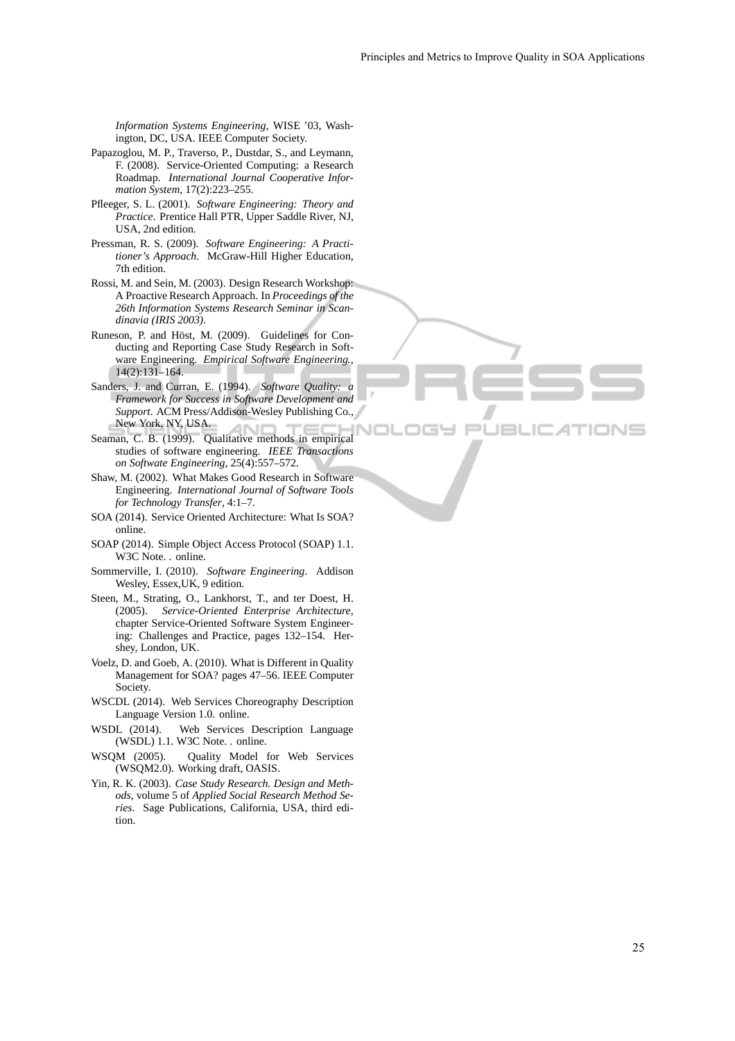*Information Systems Engineering*, WISE '03, Washington, DC, USA. IEEE Computer Society.

Papazoglou, M. P., Traverso, P., Dustdar, S., and Leymann, F. (2008). Service-Oriented Computing: a Research Roadmap. *International Journal Cooperative Information System*, 17(2):223–255.

Pfleeger, S. L. (2001). *Software Engineering: Theory and Practice*. Prentice Hall PTR, Upper Saddle River, NJ, USA, 2nd edition.

Pressman, R. S. (2009). *Software Engineering: A Practitioner's Approach*. McGraw-Hill Higher Education, 7th edition.

Rossi, M. and Sein, M. (2003). Design Research Workshop: A Proactive Research Approach. In *Proceedings of the 26th Information Systems Research Seminar in Scandinavia (IRIS 2003)*.

Runeson, P. and Höst, M. (2009). Guidelines for Conducting and Reporting Case Study Research in Software Engineering. *Empirical Software Engineering.*, 14(2):131–164.

Sanders, J. and Curran, E. (1994). *Software Quality: a Framework for Success in Software Development and Support*. ACM Press/Addison-Wesley Publishing Co., New York, NY, USA.

Seaman, C. B. (1999). Qualitative methods in empirical studies of software engineering. *IEEE Transactions on Softwate Engineering*, 25(4):557–572.

Shaw, M. (2002). What Makes Good Research in Software Engineering. *International Journal of Software Tools for Technology Transfer*, 4:1–7.

SOA (2014). Service Oriented Architecture: What Is SOA? online.

SOAP (2014). Simple Object Access Protocol (SOAP) 1.1. W3C Note. . online.

Sommerville, I. (2010). *Software Engineering*. Addison Wesley, Essex,UK, 9 edition.

Steen, M., Strating, O., Lankhorst, T., and ter Doest, H. (2005). *Service-Oriented Enterprise Architecture*, chapter Service-Oriented Software System Engineering: Challenges and Practice, pages 132–154. Hershey, London, UK.

Voelz, D. and Goeb, A. (2010). What is Different in Quality Management for SOA? pages 47–56. IEEE Computer Society.

WSCDL (2014). Web Services Choreography Description Language Version 1.0. online.

WSDL (2014). Web Services Description Language (WSDL) 1.1. W3C Note. . online.

WSQM (2005). Quality Model for Web Services (WSQM2.0). Working draft, OASIS.

Yin, R. K. (2003). *Case Study Research. Design and Methods*, volume 5 of *Applied Social Research Method Series*. Sage Publications, California, USA, third edition.